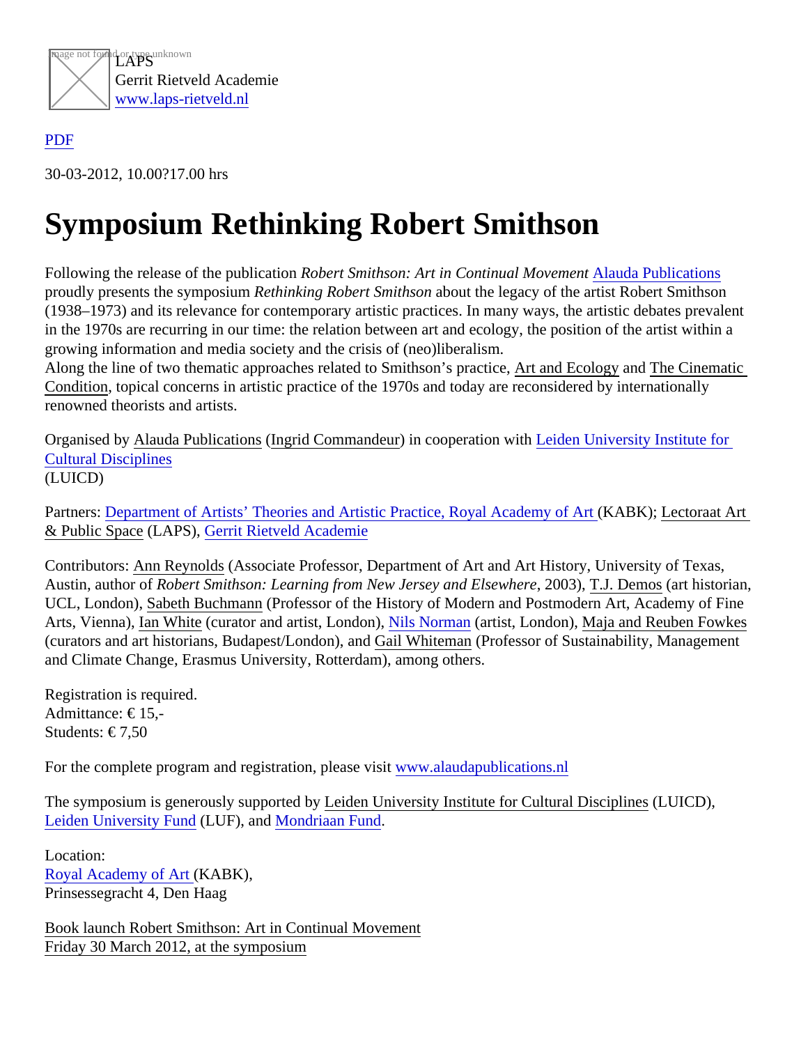LAPS
Gerrit Rietveld Academie
www.laps-rietveld.nl

PDF

30-03-2012, 10.00?17.00 hrs

# Symposium Rethinking Robert Smithson

Following the release of the publication *Robert Smithson: Art in Continual Movement* Alauda Publications proudly presents the symposium *Rethinking Robert Smithson* about the legacy of the artist Robert Smithson (1938–1973) and its relevance for contemporary artistic practices. In many ways, the artistic debates prevalent in the 1970s are recurring in our time: the relation between art and ecology, the position of the artist within a growing information and media society and the crisis of (neo)liberalism.
Along the line of two thematic approaches related to Smithson's practice, Art and Ecology and The Cinematic Condition, topical concerns in artistic practice of the 1970s and today are reconsidered by internationally renowned theorists and artists.

Organised by Alauda Publications (Ingrid Commandeur) in cooperation with Leiden University Institute for Cultural Disciplines
(LUICD)

Partners: Department of Artists' Theories and Artistic Practice, Royal Academy of Art (KABK); Lectoraat Art & Public Space (LAPS), Gerrit Rietveld Academie

Contributors: Ann Reynolds (Associate Professor, Department of Art and Art History, University of Texas, Austin, author of *Robert Smithson: Learning from New Jersey and Elsewhere*, 2003), T.J. Demos (art historian, UCL, London), Sabeth Buchmann (Professor of the History of Modern and Postmodern Art, Academy of Fine Arts, Vienna), Ian White (curator and artist, London), Nils Norman (artist, London), Maja and Reuben Fowkes (curators and art historians, Budapest/London), and Gail Whiteman (Professor of Sustainability, Management and Climate Change, Erasmus University, Rotterdam), among others.

Registration is required.
Admittance: € 15,-
Students: € 7,50

For the complete program and registration, please visit www.alaudapublications.nl

The symposium is generously supported by Leiden University Institute for Cultural Disciplines (LUICD), Leiden University Fund (LUF), and Mondriaan Fund.

Location:
Royal Academy of Art (KABK),
Prinsessegracht 4, Den Haag

Book launch Robert Smithson: Art in Continual Movement
Friday 30 March 2012, at the symposium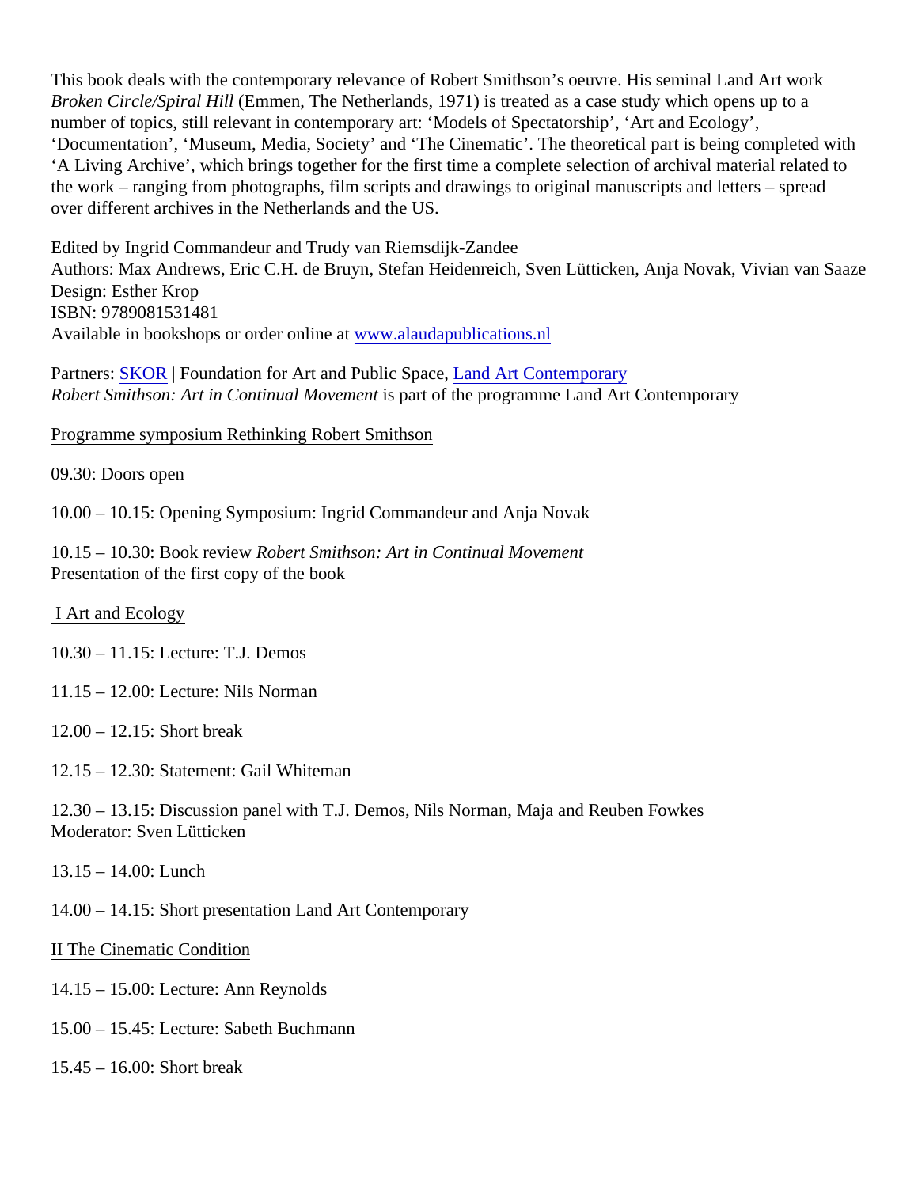This book deals with the contemporary relevance of Robert Smithson's oeuvre. His seminal Land Art work *Broken Circle/Spiral Hill* (Emmen, The Netherlands, 1971) is treated as a case study which opens up to a number of topics, still relevant in contemporary art: 'Models of Spectatorship', 'Art and Ecology', 'Documentation', 'Museum, Media, Society' and 'The Cinematic'. The theoretical part is being completed with 'A Living Archive', which brings together for the first time a complete selection of archival material related to the work – ranging from photographs, film scripts and drawings to original manuscripts and letters – spread over different archives in the Netherlands and the US.

Edited by Ingrid Commandeur and Trudy van Riemsdijk-Zandee
Authors: Max Andrews, Eric C.H. de Bruyn, Stefan Heidenreich, Sven Lütticken, Anja Novak, Vivian van Saaze
Design: Esther Krop
ISBN: 9789081531481
Available in bookshops or order online at [www.alaudapublications.nl](www.alaudapublications.nl)

Partners: [SKOR](SKOR) | Foundation for Art and Public Space, [Land Art Contemporary](Land Art Contemporary)
*Robert Smithson: Art in Continual Movement* is part of the programme Land Art Contemporary

## Programme symposium Rethinking Robert Smithson

09.30: Doors open

10.00 – 10.15: Opening Symposium: Ingrid Commandeur and Anja Novak

10.15 – 10.30: Book review *Robert Smithson: Art in Continual Movement*
Presentation of the first copy of the book

### I Art and Ecology

10.30 – 11.15: Lecture: T.J. Demos

11.15 – 12.00: Lecture: Nils Norman

12.00 – 12.15: Short break

12.15 – 12.30: Statement: Gail Whiteman

12.30 – 13.15: Discussion panel with T.J. Demos, Nils Norman, Maja and Reuben Fowkes
Moderator: Sven Lütticken

13.15 – 14.00: Lunch

14.00 – 14.15: Short presentation Land Art Contemporary

### II The Cinematic Condition

14.15 – 15.00: Lecture: Ann Reynolds

15.00 – 15.45: Lecture: Sabeth Buchmann

15.45 – 16.00: Short break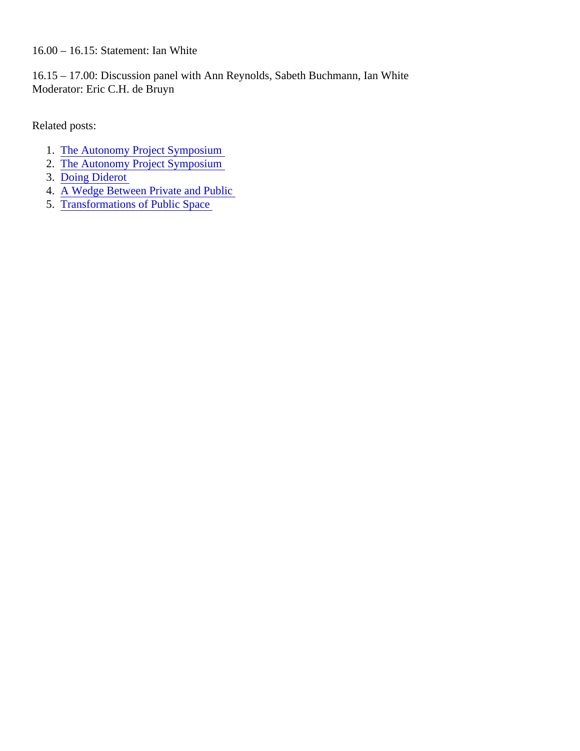16.00 – 16.15: Statement: Ian White

16.15 – 17.00: Discussion panel with Ann Reynolds, Sabeth Buchmann, Ian White
Moderator: Eric C.H. de Bruyn

Related posts:

1. The Autonomy Project Symposium
2. The Autonomy Project Symposium
3. Doing Diderot
4. A Wedge Between Private and Public
5. Transformations of Public Space